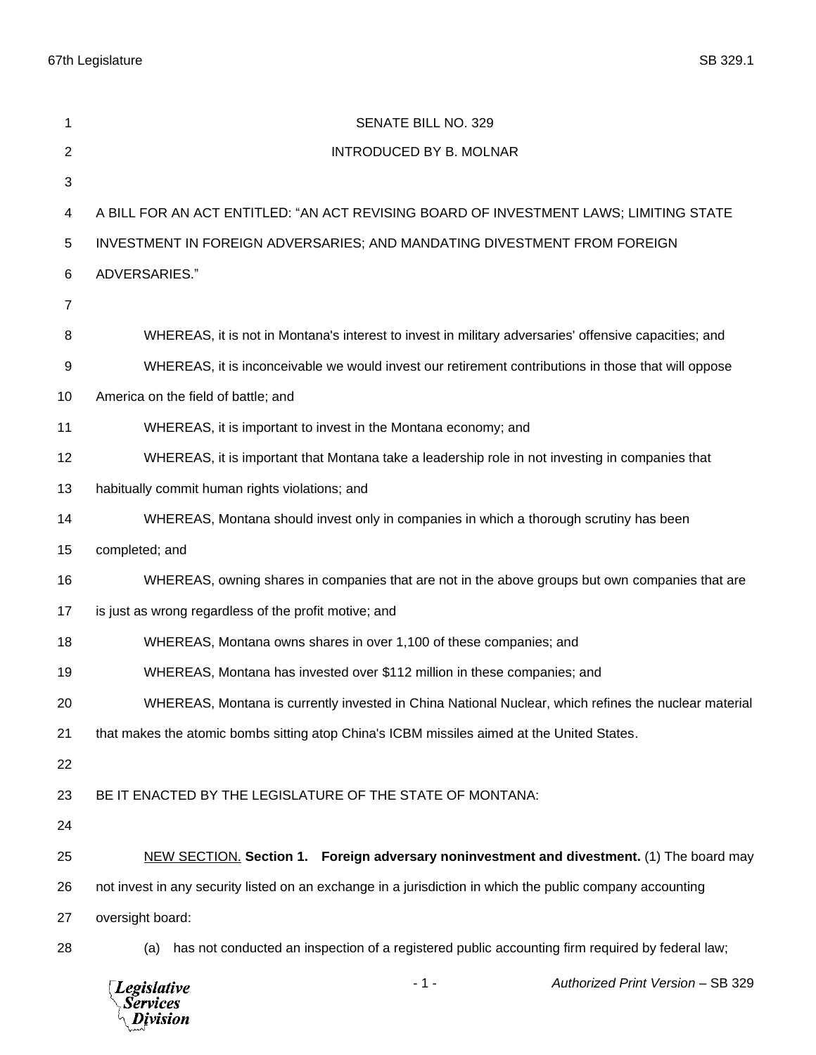SENATE BILL NO. 329

INTRODUCED BY B. MOLNAR

A BILL FOR AN ACT ENTITLED: "AN ACT REVISING BOARD OF INVESTMENT LAWS; LIMITING STATE INVESTMENT IN FOREIGN ADVERSARIES; AND MANDATING DIVESTMENT FROM FOREIGN ADVERSARIES."

WHEREAS, it is not in Montana's interest to invest in military adversaries' offensive capacities; and

WHEREAS, it is inconceivable we would invest our retirement contributions in those that will oppose America on the field of battle; and

WHEREAS, it is important to invest in the Montana economy; and

WHEREAS, it is important that Montana take a leadership role in not investing in companies that habitually commit human rights violations; and

WHEREAS, Montana should invest only in companies in which a thorough scrutiny has been completed; and

WHEREAS, owning shares in companies that are not in the above groups but own companies that are is just as wrong regardless of the profit motive; and

WHEREAS, Montana owns shares in over 1,100 of these companies; and

WHEREAS, Montana has invested over $112 million in these companies; and

WHEREAS, Montana is currently invested in China National Nuclear, which refines the nuclear material that makes the atomic bombs sitting atop China's ICBM missiles aimed at the United States.

BE IT ENACTED BY THE LEGISLATURE OF THE STATE OF MONTANA:

NEW SECTION. **Section 1. Foreign adversary noninvestment and divestment.** (1) The board may not invest in any security listed on an exchange in a jurisdiction in which the public company accounting oversight board:

(a) has not conducted an inspection of a registered public accounting firm required by federal law;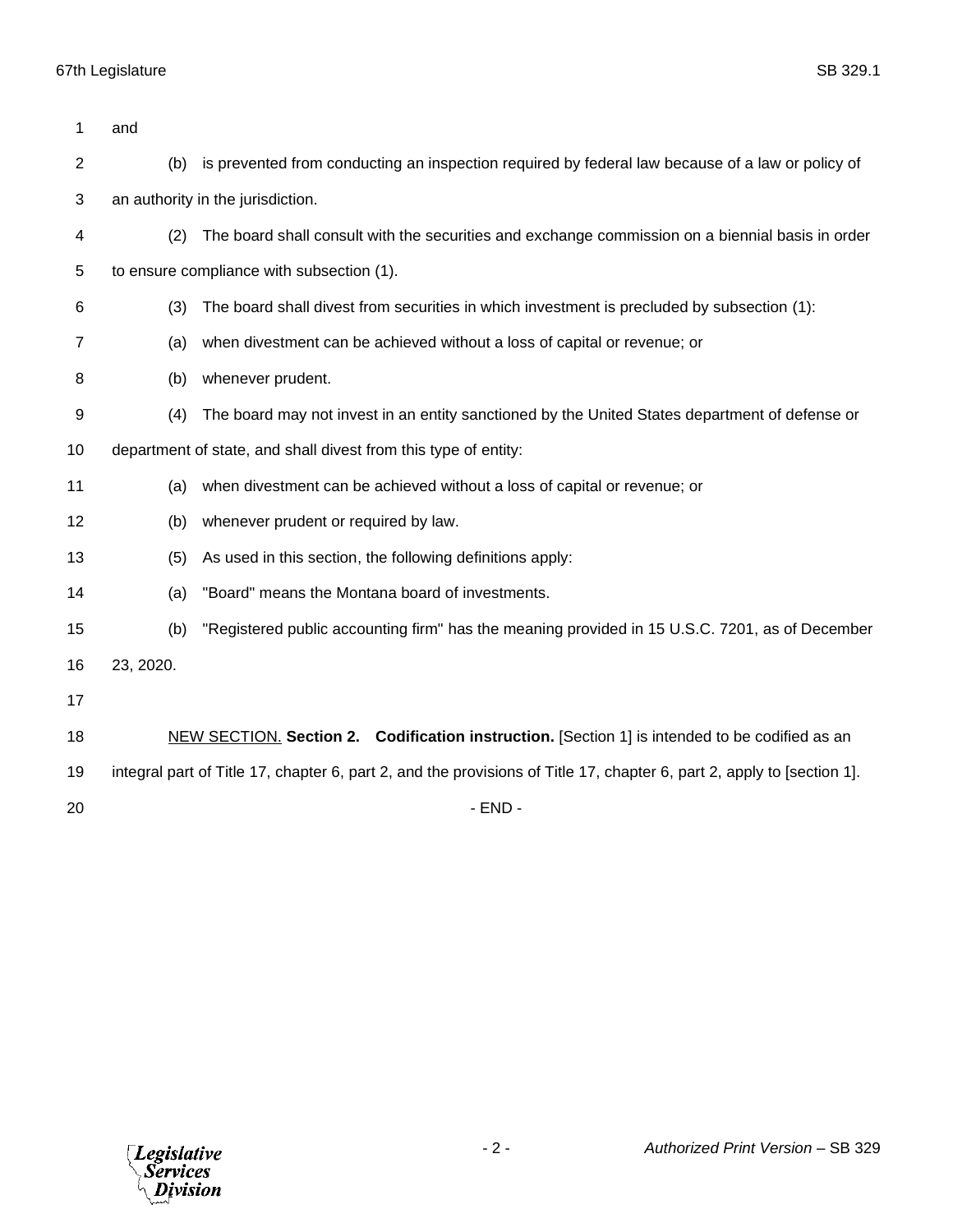and

(b) is prevented from conducting an inspection required by federal law because of a law or policy of an authority in the jurisdiction.

(2) The board shall consult with the securities and exchange commission on a biennial basis in order to ensure compliance with subsection (1).

(3) The board shall divest from securities in which investment is precluded by subsection (1):

(a) when divestment can be achieved without a loss of capital or revenue; or

(b) whenever prudent.

(4) The board may not invest in an entity sanctioned by the United States department of defense or department of state, and shall divest from this type of entity:

(a) when divestment can be achieved without a loss of capital or revenue; or

(b) whenever prudent or required by law.

(5) As used in this section, the following definitions apply:

(a) "Board" means the Montana board of investments.

(b) "Registered public accounting firm" has the meaning provided in 15 U.S.C. 7201, as of December 23, 2020.

NEW SECTION. **Section 2. Codification instruction.** [Section 1] is intended to be codified as an integral part of Title 17, chapter 6, part 2, and the provisions of Title 17, chapter 6, part 2, apply to [section 1].

- END -